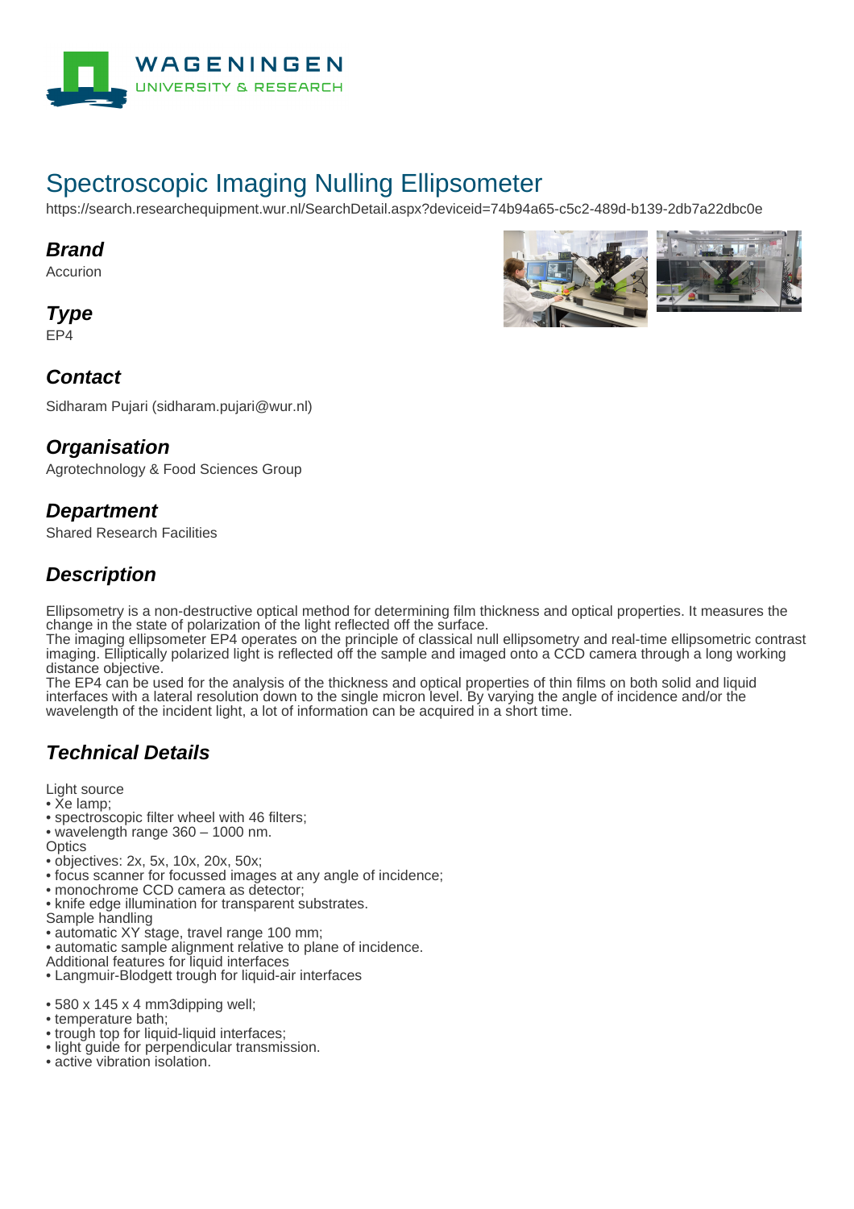# Spectroscopic Imaging Nulling Ellipsometer

https://search.researchequipment.wur.nl/SearchDetail.aspx?deviceid=74b94a65-c5c2-489d-b139-2db7a22dbc0e

## Brand

Accurion

## Type

EP4

## Contact

Sidharam Pujari (sidharam.pujari@wur.nl)

## Organisation

Agrotechnology & Food Sciences Group

## Department

Shared Research Facilities

## Description

Ellipsometry is a non-destructive optical method for determining film thickness and optical properties. It measures the change in the state of polarization of the light reflected off the surface.
The imaging ellipsometer EP4 operates on the principle of classical null ellipsometry and real-time ellipsometric contrast imaging. Elliptically polarized light is reflected off the sample and imaged onto a CCD camera through a long working distance objective.
The EP4 can be used for the analysis of the thickness and optical properties of thin films on both solid and liquid interfaces with a lateral resolution down to the single micron level. By varying the angle of incidence and/or the wavelength of the incident light, a lot of information can be acquired in a short time.

## Technical Details

Light source
• Xe lamp;
• spectroscopic filter wheel with 46 filters;
• wavelength range 360 – 1000 nm.
Optics
• objectives: 2x, 5x, 10x, 20x, 50x;
• focus scanner for focussed images at any angle of incidence;
• monochrome CCD camera as detector;
• knife edge illumination for transparent substrates.
Sample handling
• automatic XY stage, travel range 100 mm;
• automatic sample alignment relative to plane of incidence.
Additional features for liquid interfaces
• Langmuir-Blodgett trough for liquid-air interfaces

• 580 x 145 x 4 mm3dipping well;
• temperature bath;
• trough top for liquid-liquid interfaces;
• light guide for perpendicular transmission.
• active vibration isolation.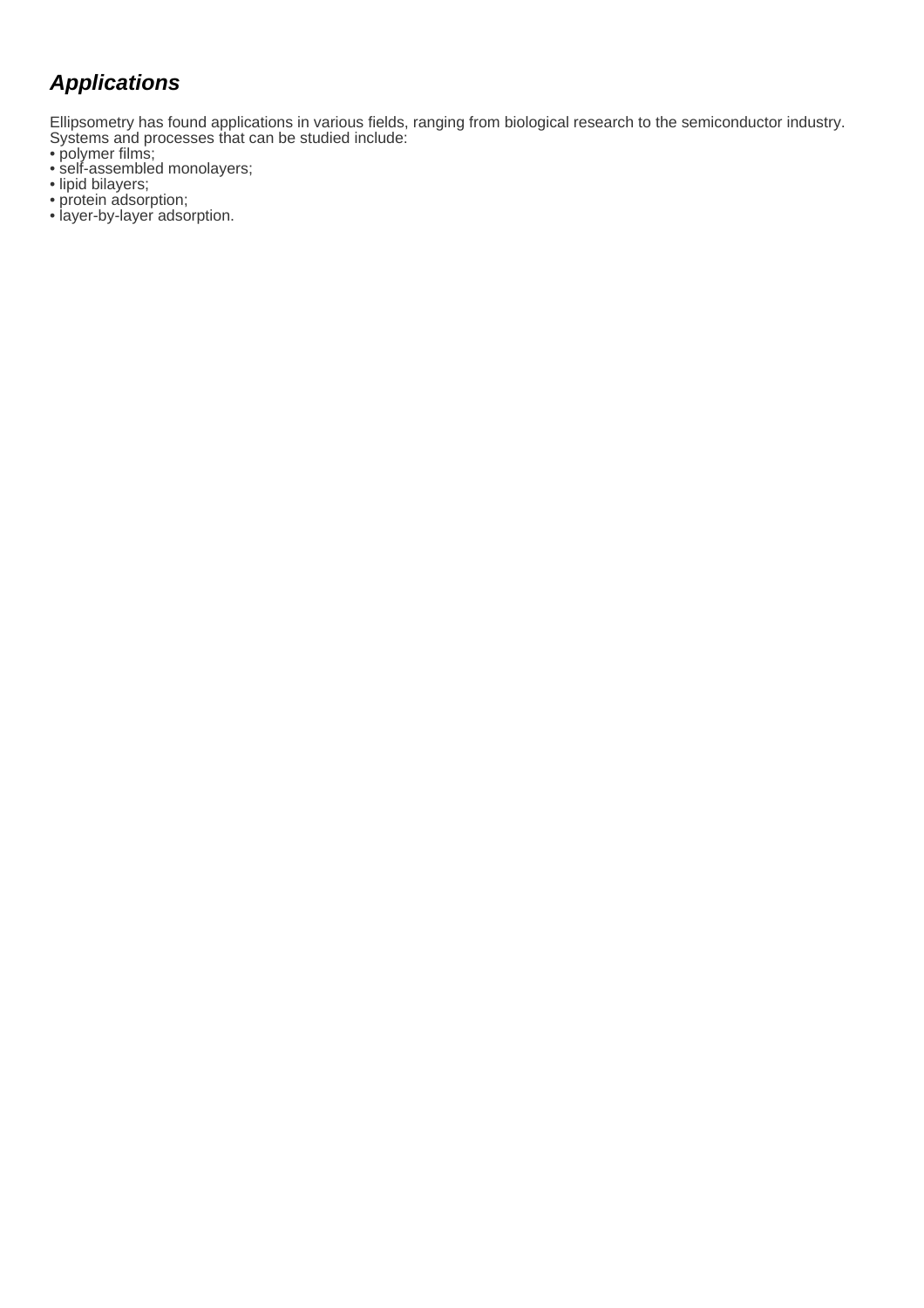## ***Applications***

Ellipsometry has found applications in various fields, ranging from biological research to the semiconductor industry. Systems and processes that can be studied include:

- polymer films;
- self-assembled monolayers;
- lipid bilayers;
- protein adsorption;
- layer-by-layer adsorption.